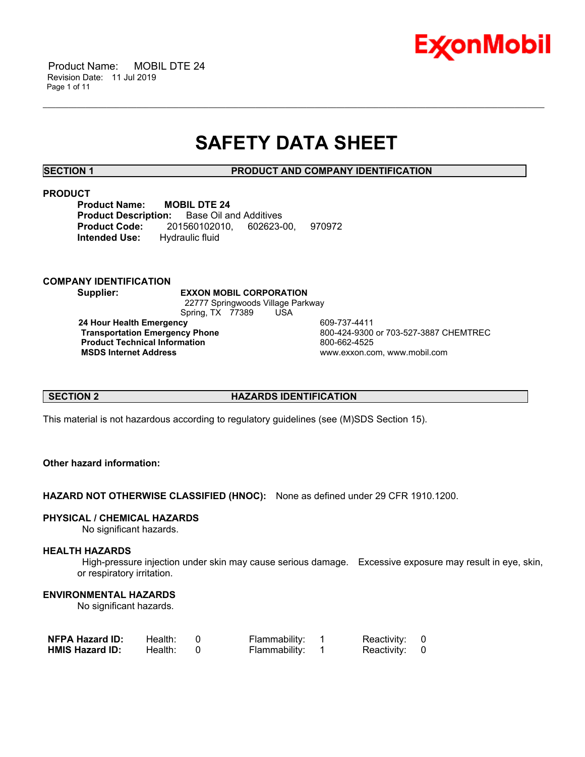# SAFETY DATA SHEET

## SECTION 1 PRODUCT AND COMPANY IDENTIFICATION

### PRODUCT

**Product Name:** **MOBIL DTE 24**
**Product Description:** Base Oil and Additives
**Product Code:** 201560102010, 602623-00, 970972
**Intended Use:** Hydraulic fluid

### COMPANY IDENTIFICATION

**Supplier:** **EXXON MOBIL CORPORATION**
22777 Springwoods Village Parkway
Spring, TX 77389 USA

| | |
|---|---|
| **24 Hour Health Emergency** | 609-737-4411 |
| **Transportation Emergency Phone** | 800-424-9300 or 703-527-3887 CHEMTREC |
| **Product Technical Information** | 800-662-4525 |
| **MSDS Internet Address** | www.exxon.com, www.mobil.com |

## SECTION 2 HAZARDS IDENTIFICATION

This material is not hazardous according to regulatory guidelines (see (M)SDS Section 15).

**Other hazard information:**

**HAZARD NOT OTHERWISE CLASSIFIED (HNOC):** None as defined under 29 CFR 1910.1200.

### PHYSICAL / CHEMICAL HAZARDS

No significant hazards.

### HEALTH HAZARDS

High-pressure injection under skin may cause serious damage. Excessive exposure may result in eye, skin, or respiratory irritation.

### ENVIRONMENTAL HAZARDS

No significant hazards.

| | | | | | | |
|---|---|---|---|---|---|---|
| **NFPA Hazard ID:** | Health: | 0 | Flammability: | 1 | Reactivity: | 0 |
| **HMIS Hazard ID:** | Health: | 0 | Flammability: | 1 | Reactivity: | 0 |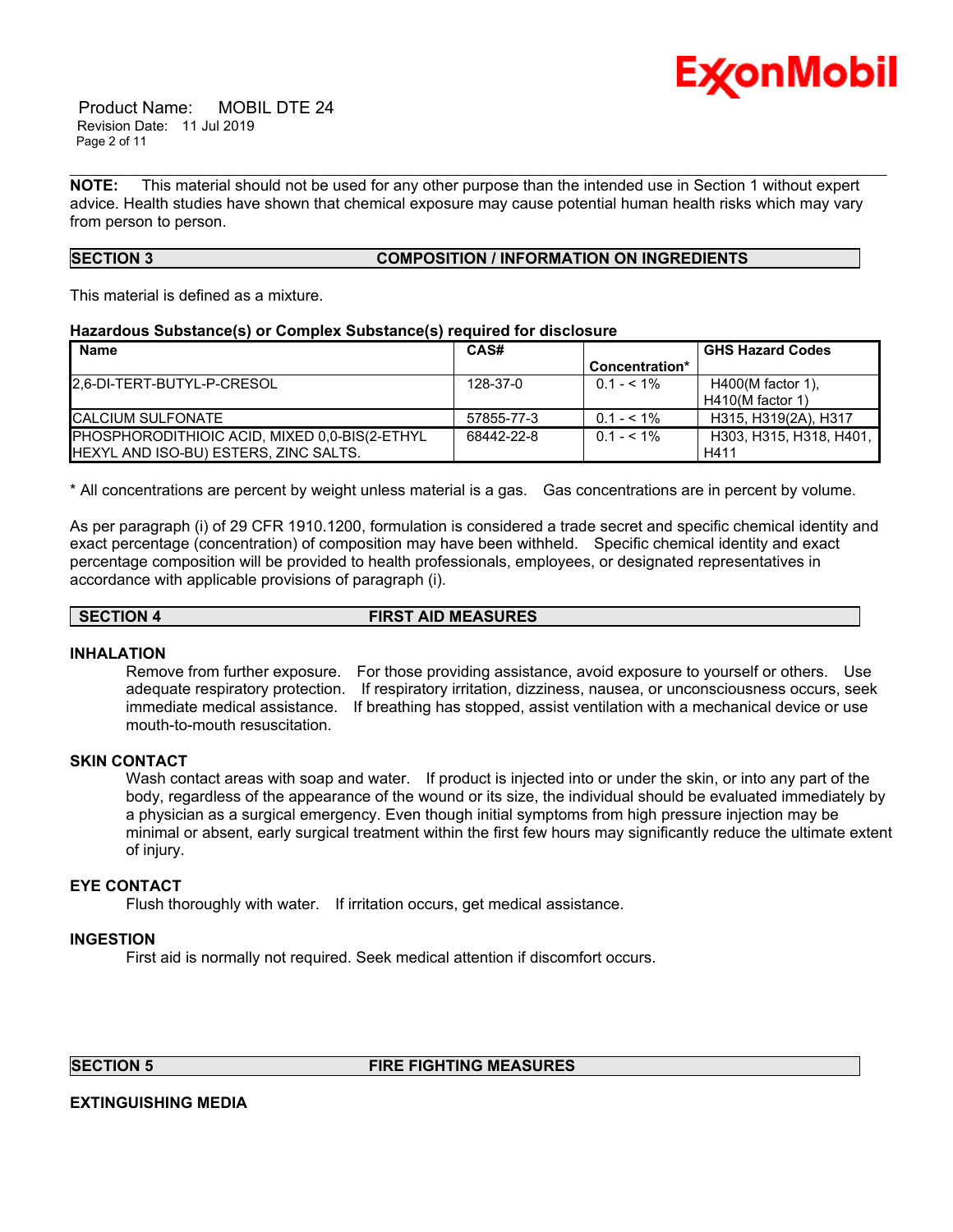**NOTE:** This material should not be used for any other purpose than the intended use in Section 1 without expert advice. Health studies have shown that chemical exposure may cause potential human health risks which may vary from person to person.

## SECTION 3 COMPOSITION / INFORMATION ON INGREDIENTS

This material is defined as a mixture.

**Hazardous Substance(s) or Complex Substance(s) required for disclosure**

| Name | CAS# | Concentration* | GHS Hazard Codes |
|---|---|---|---|
| 2,6-DI-TERT-BUTYL-P-CRESOL | 128-37-0 | 0.1 - < 1% | H400(M factor 1), H410(M factor 1) |
| CALCIUM SULFONATE | 57855-77-3 | 0.1 - < 1% | H315, H319(2A), H317 |
| PHOSPHORODITHIOIC ACID, MIXED 0,0-BIS(2-ETHYL HEXYL AND ISO-BU) ESTERS, ZINC SALTS. | 68442-22-8 | 0.1 - < 1% | H303, H315, H318, H401, H411 |

* All concentrations are percent by weight unless material is a gas. Gas concentrations are in percent by volume.

As per paragraph (i) of 29 CFR 1910.1200, formulation is considered a trade secret and specific chemical identity and exact percentage (concentration) of composition may have been withheld. Specific chemical identity and exact percentage composition will be provided to health professionals, employees, or designated representatives in accordance with applicable provisions of paragraph (i).

## SECTION 4 FIRST AID MEASURES

### INHALATION

Remove from further exposure. For those providing assistance, avoid exposure to yourself or others. Use adequate respiratory protection. If respiratory irritation, dizziness, nausea, or unconsciousness occurs, seek immediate medical assistance. If breathing has stopped, assist ventilation with a mechanical device or use mouth-to-mouth resuscitation.

### SKIN CONTACT

Wash contact areas with soap and water. If product is injected into or under the skin, or into any part of the body, regardless of the appearance of the wound or its size, the individual should be evaluated immediately by a physician as a surgical emergency. Even though initial symptoms from high pressure injection may be minimal or absent, early surgical treatment within the first few hours may significantly reduce the ultimate extent of injury.

### EYE CONTACT

Flush thoroughly with water. If irritation occurs, get medical assistance.

### INGESTION

First aid is normally not required. Seek medical attention if discomfort occurs.

## SECTION 5 FIRE FIGHTING MEASURES

### EXTINGUISHING MEDIA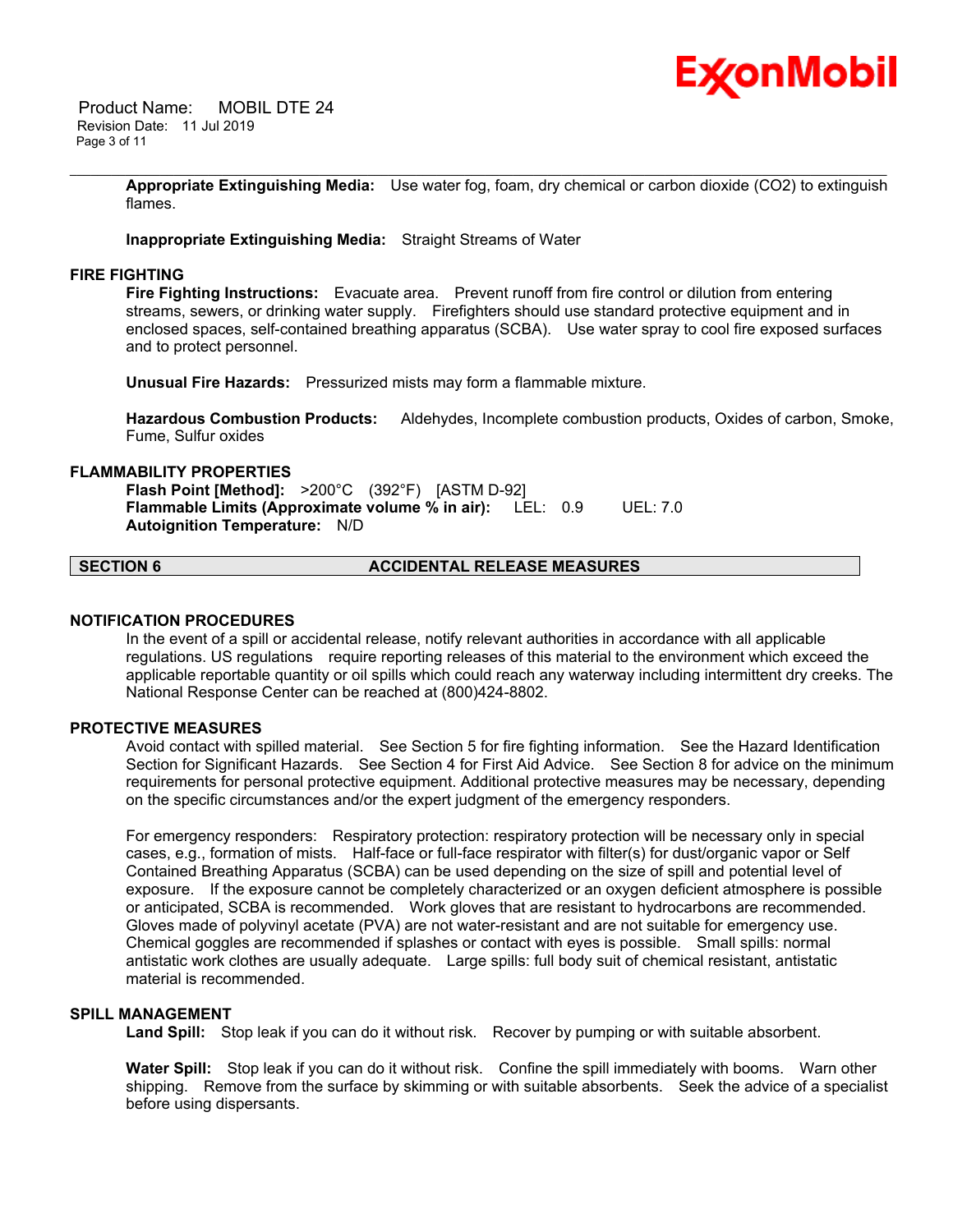**Appropriate Extinguishing Media:** Use water fog, foam, dry chemical or carbon dioxide ($CO_2$) to extinguish flames.

**Inappropriate Extinguishing Media:** Straight Streams of Water

### FIRE FIGHTING

**Fire Fighting Instructions:** Evacuate area. Prevent runoff from fire control or dilution from entering streams, sewers, or drinking water supply. Firefighters should use standard protective equipment and in enclosed spaces, self-contained breathing apparatus (SCBA). Use water spray to cool fire exposed surfaces and to protect personnel.

**Unusual Fire Hazards:** Pressurized mists may form a flammable mixture.

**Hazardous Combustion Products:** Aldehydes, Incomplete combustion products, Oxides of carbon, Smoke, Fume, Sulfur oxides

### FLAMMABILITY PROPERTIES

**Flash Point [Method]:** >200°C (392°F) [ASTM D-92]
**Flammable Limits (Approximate volume % in air):** LEL: 0.9 UEL: 7.0
**Autoignition Temperature:** N/D

## SECTION 6 ACCIDENTAL RELEASE MEASURES

### NOTIFICATION PROCEDURES

In the event of a spill or accidental release, notify relevant authorities in accordance with all applicable regulations. US regulations require reporting releases of this material to the environment which exceed the applicable reportable quantity or oil spills which could reach any waterway including intermittent dry creeks. The National Response Center can be reached at (800)424-8802.

### PROTECTIVE MEASURES

Avoid contact with spilled material. See Section 5 for fire fighting information. See the Hazard Identification Section for Significant Hazards. See Section 4 for First Aid Advice. See Section 8 for advice on the minimum requirements for personal protective equipment. Additional protective measures may be necessary, depending on the specific circumstances and/or the expert judgment of the emergency responders.

For emergency responders: Respiratory protection: respiratory protection will be necessary only in special cases, e.g., formation of mists. Half-face or full-face respirator with filter(s) for dust/organic vapor or Self Contained Breathing Apparatus (SCBA) can be used depending on the size of spill and potential level of exposure. If the exposure cannot be completely characterized or an oxygen deficient atmosphere is possible or anticipated, SCBA is recommended. Work gloves that are resistant to hydrocarbons are recommended. Gloves made of polyvinyl acetate (PVA) are not water-resistant and are not suitable for emergency use. Chemical goggles are recommended if splashes or contact with eyes is possible. Small spills: normal antistatic work clothes are usually adequate. Large spills: full body suit of chemical resistant, antistatic material is recommended.

### SPILL MANAGEMENT

**Land Spill:** Stop leak if you can do it without risk. Recover by pumping or with suitable absorbent.

**Water Spill:** Stop leak if you can do it without risk. Confine the spill immediately with booms. Warn other shipping. Remove from the surface by skimming or with suitable absorbents. Seek the advice of a specialist before using dispersants.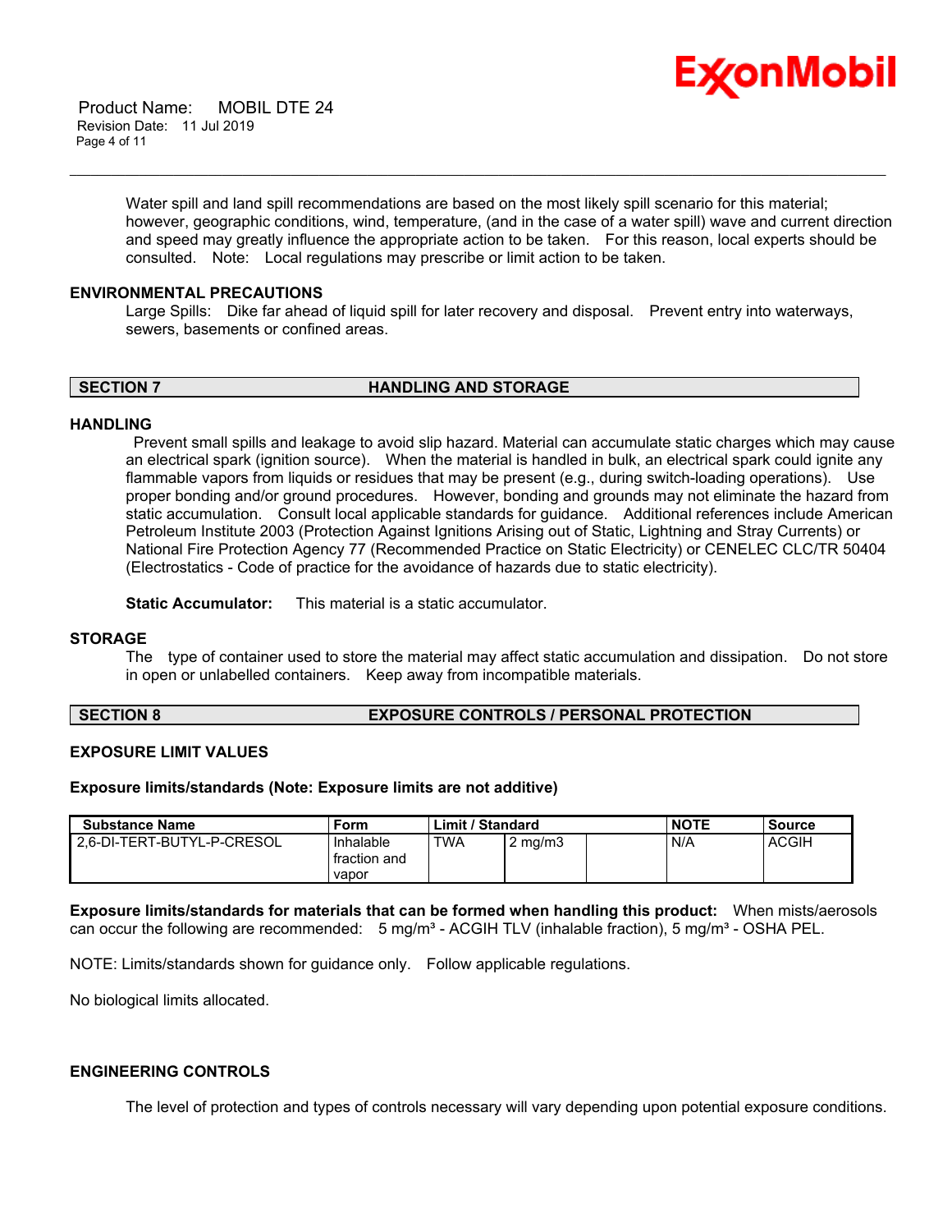Water spill and land spill recommendations are based on the most likely spill scenario for this material; however, geographic conditions, wind, temperature, (and in the case of a water spill) wave and current direction and speed may greatly influence the appropriate action to be taken. For this reason, local experts should be consulted. Note: Local regulations may prescribe or limit action to be taken.

**ENVIRONMENTAL PRECAUTIONS**

Large Spills: Dike far ahead of liquid spill for later recovery and disposal. Prevent entry into waterways, sewers, basements or confined areas.

## SECTION 7 HANDLING AND STORAGE

**HANDLING**

Prevent small spills and leakage to avoid slip hazard. Material can accumulate static charges which may cause an electrical spark (ignition source). When the material is handled in bulk, an electrical spark could ignite any flammable vapors from liquids or residues that may be present (e.g., during switch-loading operations). Use proper bonding and/or ground procedures. However, bonding and grounds may not eliminate the hazard from static accumulation. Consult local applicable standards for guidance. Additional references include American Petroleum Institute 2003 (Protection Against Ignitions Arising out of Static, Lightning and Stray Currents) or National Fire Protection Agency 77 (Recommended Practice on Static Electricity) or CENELEC CLC/TR 50404 (Electrostatics - Code of practice for the avoidance of hazards due to static electricity).

**Static Accumulator:** This material is a static accumulator.

**STORAGE**

The type of container used to store the material may affect static accumulation and dissipation. Do not store in open or unlabelled containers. Keep away from incompatible materials.

## SECTION 8 EXPOSURE CONTROLS / PERSONAL PROTECTION

**EXPOSURE LIMIT VALUES**

**Exposure limits/standards (Note: Exposure limits are not additive)**

| Substance Name | Form | Limit / Standard | | | NOTE | Source |
|---|---|---|---|---|---|---|
| 2,6-DI-TERT-BUTYL-P-CRESOL | Inhalable fraction and vapor | TWA | 2 mg/m3 | | N/A | ACGIH |

**Exposure limits/standards for materials that can be formed when handling this product:** When mists/aerosols can occur the following are recommended: 5 mg/m³ - ACGIH TLV (inhalable fraction), 5 mg/m³ - OSHA PEL.

NOTE: Limits/standards shown for guidance only. Follow applicable regulations.

No biological limits allocated.

**ENGINEERING CONTROLS**

The level of protection and types of controls necessary will vary depending upon potential exposure conditions.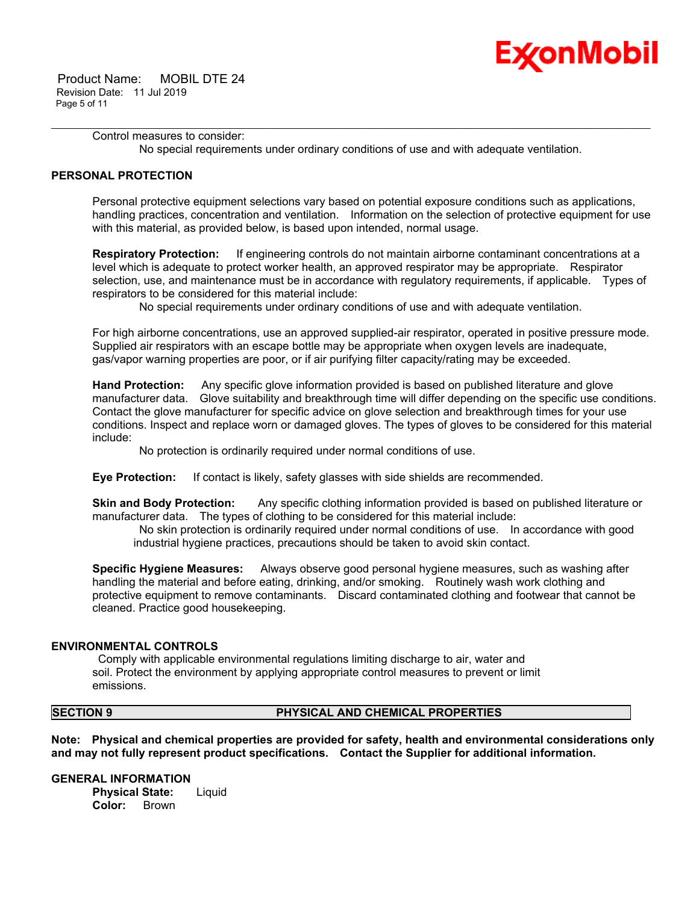Control measures to consider:

No special requirements under ordinary conditions of use and with adequate ventilation.

**PERSONAL PROTECTION**

Personal protective equipment selections vary based on potential exposure conditions such as applications, handling practices, concentration and ventilation. Information on the selection of protective equipment for use with this material, as provided below, is based upon intended, normal usage.

**Respiratory Protection:** If engineering controls do not maintain airborne contaminant concentrations at a level which is adequate to protect worker health, an approved respirator may be appropriate. Respirator selection, use, and maintenance must be in accordance with regulatory requirements, if applicable. Types of respirators to be considered for this material include:

No special requirements under ordinary conditions of use and with adequate ventilation.

For high airborne concentrations, use an approved supplied-air respirator, operated in positive pressure mode. Supplied air respirators with an escape bottle may be appropriate when oxygen levels are inadequate, gas/vapor warning properties are poor, or if air purifying filter capacity/rating may be exceeded.

**Hand Protection:** Any specific glove information provided is based on published literature and glove manufacturer data. Glove suitability and breakthrough time will differ depending on the specific use conditions. Contact the glove manufacturer for specific advice on glove selection and breakthrough times for your use conditions. Inspect and replace worn or damaged gloves. The types of gloves to be considered for this material include:

No protection is ordinarily required under normal conditions of use.

**Eye Protection:** If contact is likely, safety glasses with side shields are recommended.

**Skin and Body Protection:** Any specific clothing information provided is based on published literature or manufacturer data. The types of clothing to be considered for this material include:

No skin protection is ordinarily required under normal conditions of use. In accordance with good industrial hygiene practices, precautions should be taken to avoid skin contact.

**Specific Hygiene Measures:** Always observe good personal hygiene measures, such as washing after handling the material and before eating, drinking, and/or smoking. Routinely wash work clothing and protective equipment to remove contaminants. Discard contaminated clothing and footwear that cannot be cleaned. Practice good housekeeping.

**ENVIRONMENTAL CONTROLS**

Comply with applicable environmental regulations limiting discharge to air, water and soil. Protect the environment by applying appropriate control measures to prevent or limit emissions.

## SECTION 9 PHYSICAL AND CHEMICAL PROPERTIES

**Note: Physical and chemical properties are provided for safety, health and environmental considerations only and may not fully represent product specifications. Contact the Supplier for additional information.**

**GENERAL INFORMATION**

**Physical State:** Liquid
**Color:** Brown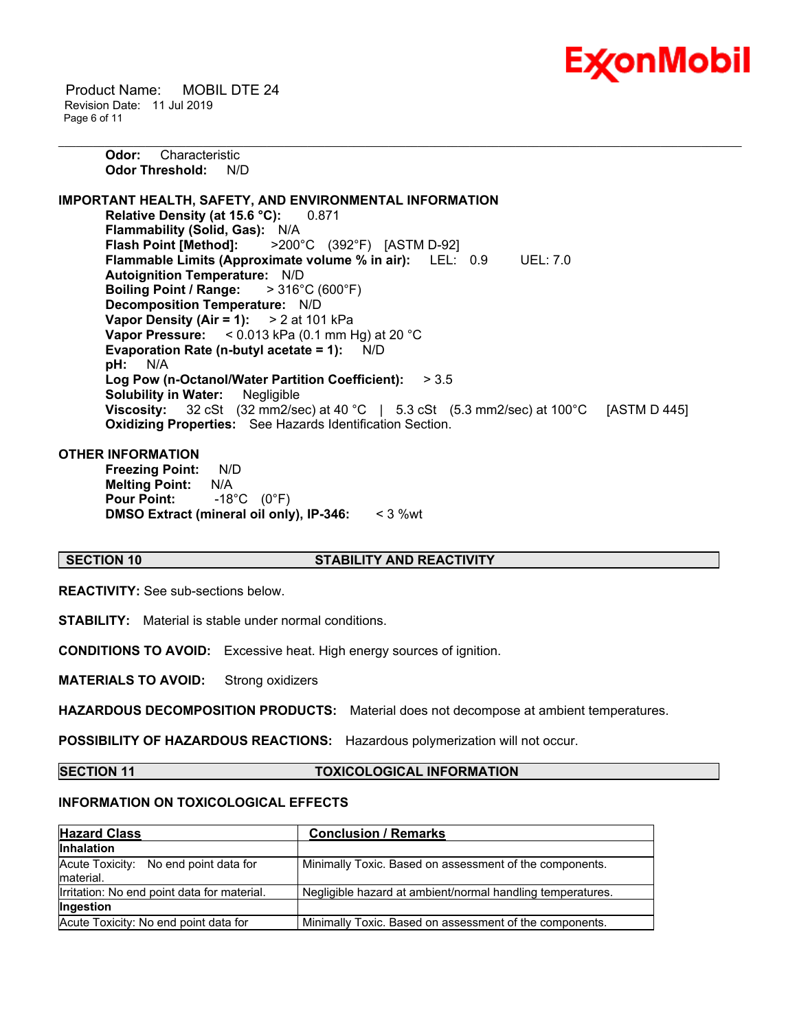**Odor:** Characteristic
**Odor Threshold:** N/D

**IMPORTANT HEALTH, SAFETY, AND ENVIRONMENTAL INFORMATION**

**Relative Density (at 15.6 °C):** 0.871
**Flammability (Solid, Gas):** N/A
**Flash Point [Method]:** >200°C (392°F) [ASTM D-92]
**Flammable Limits (Approximate volume % in air):** LEL: 0.9 UEL: 7.0
**Autoignition Temperature:** N/D
**Boiling Point / Range:** > 316°C (600°F)
**Decomposition Temperature:** N/D
**Vapor Density (Air = 1):** > 2 at 101 kPa
**Vapor Pressure:** < 0.013 kPa (0.1 mm Hg) at 20 °C
**Evaporation Rate (n-butyl acetate = 1):** N/D
**pH:** N/A
**Log Pow (n-Octanol/Water Partition Coefficient):** > 3.5
**Solubility in Water:** Negligible
**Viscosity:** 32 cSt (32 mm2/sec) at 40 °C | 5.3 cSt (5.3 mm2/sec) at 100°C [ASTM D 445]
**Oxidizing Properties:** See Hazards Identification Section.

**OTHER INFORMATION**

**Freezing Point:** N/D
**Melting Point:** N/A
**Pour Point:** -18°C (0°F)
**DMSO Extract (mineral oil only), IP-346:** < 3 %wt

## SECTION 10 STABILITY AND REACTIVITY

**REACTIVITY:** See sub-sections below.

**STABILITY:** Material is stable under normal conditions.

**CONDITIONS TO AVOID:** Excessive heat. High energy sources of ignition.

**MATERIALS TO AVOID:** Strong oxidizers

**HAZARDOUS DECOMPOSITION PRODUCTS:** Material does not decompose at ambient temperatures.

**POSSIBILITY OF HAZARDOUS REACTIONS:** Hazardous polymerization will not occur.

## SECTION 11 TOXICOLOGICAL INFORMATION

**INFORMATION ON TOXICOLOGICAL EFFECTS**

| Hazard Class | Conclusion / Remarks |
|---|---|
| **Inhalation** | |
| Acute Toxicity: No end point data for material. | Minimally Toxic. Based on assessment of the components. |
| Irritation: No end point data for material. | Negligible hazard at ambient/normal handling temperatures. |
| **Ingestion** | |
| Acute Toxicity: No end point data for | Minimally Toxic. Based on assessment of the components. |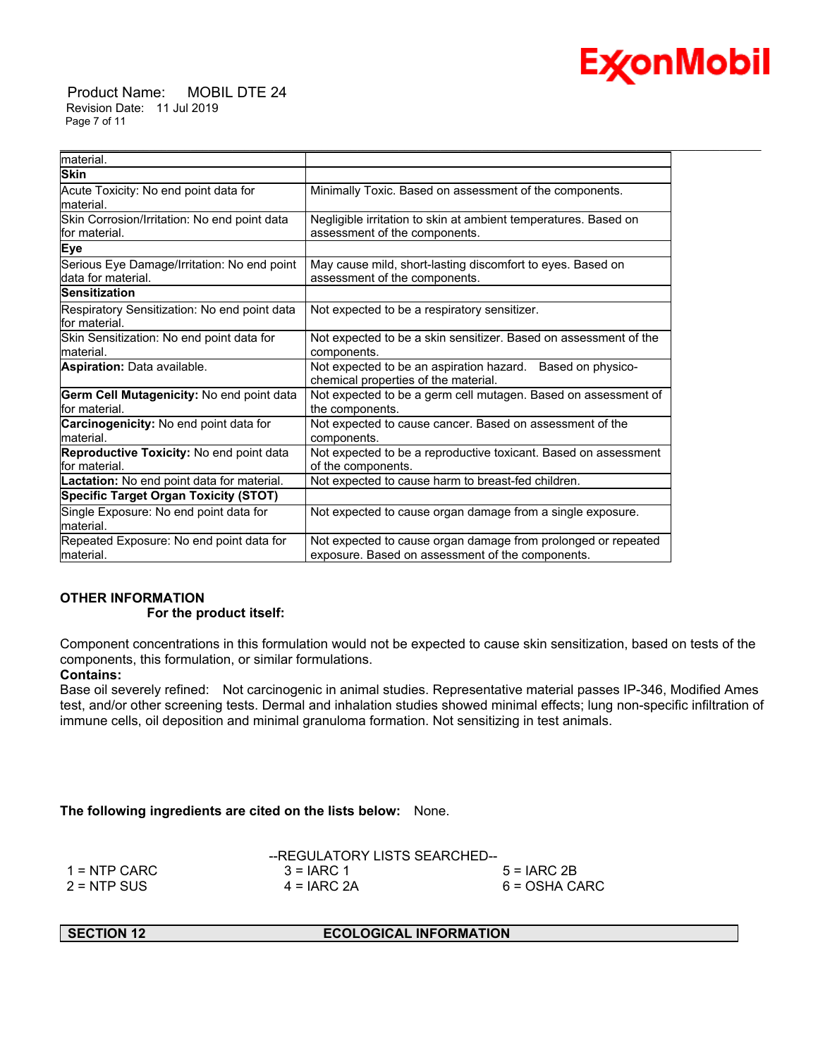| material. | |
|---|---|
| **Skin** | |
| Acute Toxicity: No end point data for material. | Minimally Toxic. Based on assessment of the components. |
| Skin Corrosion/Irritation: No end point data for material. | Negligible irritation to skin at ambient temperatures. Based on assessment of the components. |
| **Eye** | |
| Serious Eye Damage/Irritation: No end point data for material. | May cause mild, short-lasting discomfort to eyes. Based on assessment of the components. |
| **Sensitization** | |
| Respiratory Sensitization: No end point data for material. | Not expected to be a respiratory sensitizer. |
| Skin Sensitization: No end point data for material. | Not expected to be a skin sensitizer. Based on assessment of the components. |
| **Aspiration:** Data available. | Not expected to be an aspiration hazard. Based on physico-chemical properties of the material. |
| **Germ Cell Mutagenicity:** No end point data for material. | Not expected to be a germ cell mutagen. Based on assessment of the components. |
| **Carcinogenicity:** No end point data for material. | Not expected to cause cancer. Based on assessment of the components. |
| **Reproductive Toxicity:** No end point data for material. | Not expected to be a reproductive toxicant. Based on assessment of the components. |
| **Lactation:** No end point data for material. | Not expected to cause harm to breast-fed children. |
| **Specific Target Organ Toxicity (STOT)** | |
| Single Exposure: No end point data for material. | Not expected to cause organ damage from a single exposure. |
| Repeated Exposure: No end point data for material. | Not expected to cause organ damage from prolonged or repeated exposure. Based on assessment of the components. |

**OTHER INFORMATION**

**For the product itself:**

Component concentrations in this formulation would not be expected to cause skin sensitization, based on tests of the components, this formulation, or similar formulations.

**Contains:**

Base oil severely refined: Not carcinogenic in animal studies. Representative material passes IP-346, Modified Ames test, and/or other screening tests. Dermal and inhalation studies showed minimal effects; lung non-specific infiltration of immune cells, oil deposition and minimal granuloma formation. Not sensitizing in test animals.

**The following ingredients are cited on the lists below:** None.

--REGULATORY LISTS SEARCHED--

| | | |
|---|---|---|
| 1 = NTP CARC | 3 = IARC 1 | 5 = IARC 2B |
| 2 = NTP SUS | 4 = IARC 2A | 6 = OSHA CARC |

## SECTION 12 ECOLOGICAL INFORMATION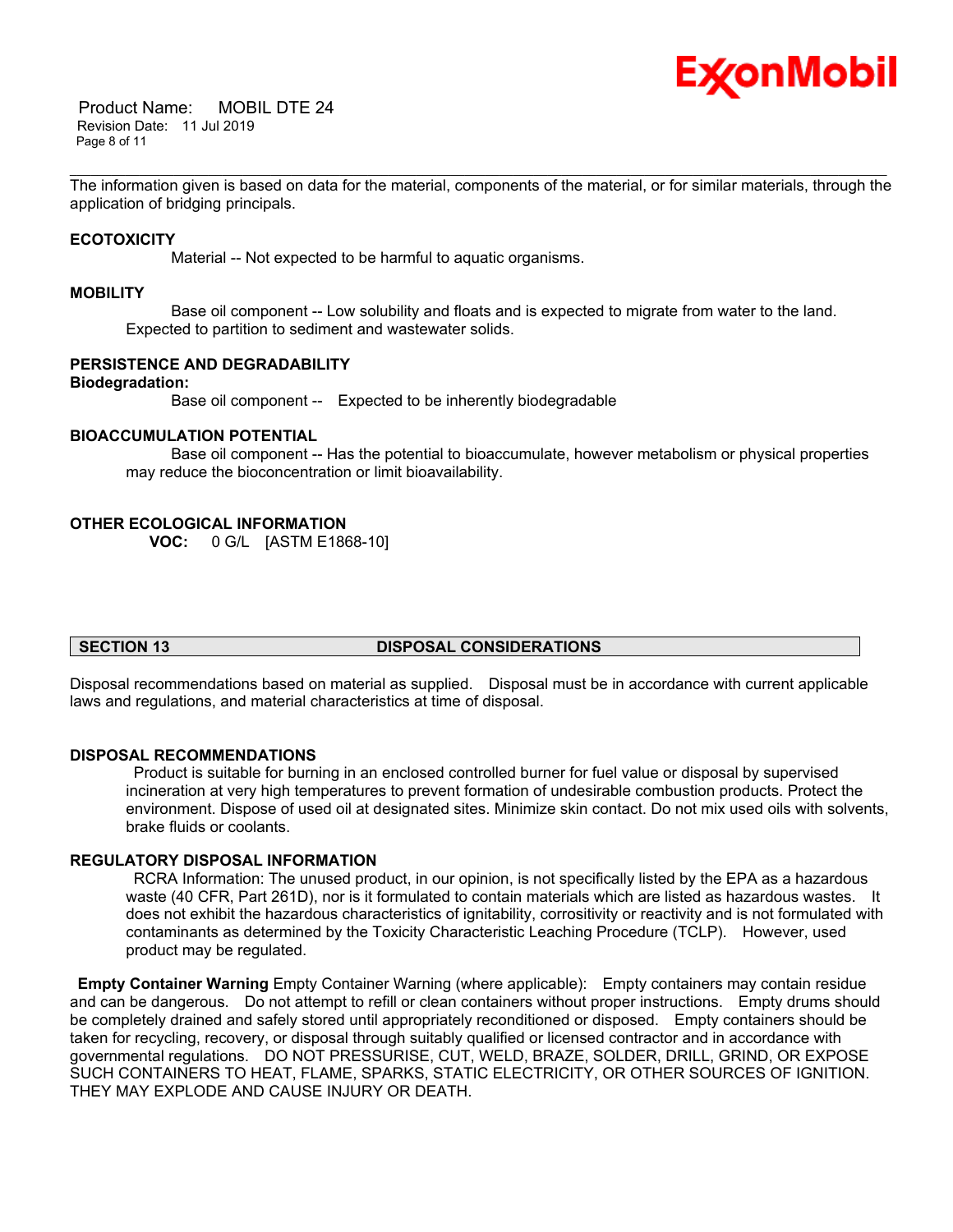The information given is based on data for the material, components of the material, or for similar materials, through the application of bridging principals.

### ECOTOXICITY

Material -- Not expected to be harmful to aquatic organisms.

### MOBILITY

Base oil component -- Low solubility and floats and is expected to migrate from water to the land. Expected to partition to sediment and wastewater solids.

### PERSISTENCE AND DEGRADABILITY

**Biodegradation:**

Base oil component -- Expected to be inherently biodegradable

### BIOACCUMULATION POTENTIAL

Base oil component -- Has the potential to bioaccumulate, however metabolism or physical properties may reduce the bioconcentration or limit bioavailability.

### OTHER ECOLOGICAL INFORMATION

**VOC:** 0 G/L [ASTM E1868-10]

## SECTION 13 DISPOSAL CONSIDERATIONS

Disposal recommendations based on material as supplied. Disposal must be in accordance with current applicable laws and regulations, and material characteristics at time of disposal.

### DISPOSAL RECOMMENDATIONS

Product is suitable for burning in an enclosed controlled burner for fuel value or disposal by supervised incineration at very high temperatures to prevent formation of undesirable combustion products. Protect the environment. Dispose of used oil at designated sites. Minimize skin contact. Do not mix used oils with solvents, brake fluids or coolants.

### REGULATORY DISPOSAL INFORMATION

RCRA Information: The unused product, in our opinion, is not specifically listed by the EPA as a hazardous waste (40 CFR, Part 261D), nor is it formulated to contain materials which are listed as hazardous wastes. It does not exhibit the hazardous characteristics of ignitability, corrositivity or reactivity and is not formulated with contaminants as determined by the Toxicity Characteristic Leaching Procedure (TCLP). However, used product may be regulated.

**Empty Container Warning** Empty Container Warning (where applicable): Empty containers may contain residue and can be dangerous. Do not attempt to refill or clean containers without proper instructions. Empty drums should be completely drained and safely stored until appropriately reconditioned or disposed. Empty containers should be taken for recycling, recovery, or disposal through suitably qualified or licensed contractor and in accordance with governmental regulations. DO NOT PRESSURISE, CUT, WELD, BRAZE, SOLDER, DRILL, GRIND, OR EXPOSE SUCH CONTAINERS TO HEAT, FLAME, SPARKS, STATIC ELECTRICITY, OR OTHER SOURCES OF IGNITION. THEY MAY EXPLODE AND CAUSE INJURY OR DEATH.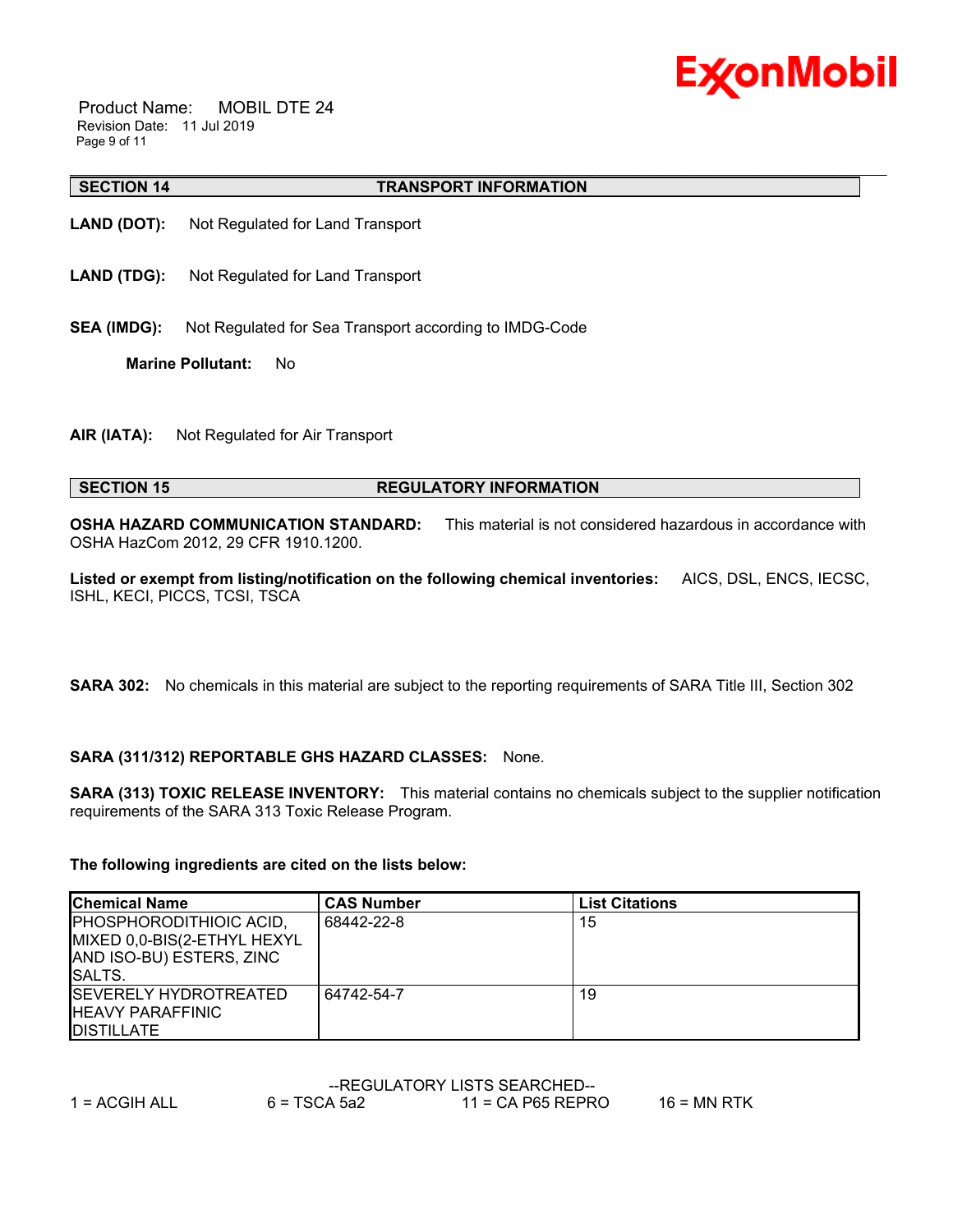## SECTION 14 TRANSPORT INFORMATION

**LAND (DOT):** Not Regulated for Land Transport

**LAND (TDG):** Not Regulated for Land Transport

**SEA (IMDG):** Not Regulated for Sea Transport according to IMDG-Code

**Marine Pollutant:** No

**AIR (IATA):** Not Regulated for Air Transport

## SECTION 15 REGULATORY INFORMATION

**OSHA HAZARD COMMUNICATION STANDARD:** This material is not considered hazardous in accordance with OSHA HazCom 2012, 29 CFR 1910.1200.

**Listed or exempt from listing/notification on the following chemical inventories:** AICS, DSL, ENCS, IECSC, ISHL, KECI, PICCS, TCSI, TSCA

**SARA 302:** No chemicals in this material are subject to the reporting requirements of SARA Title III, Section 302

**SARA (311/312) REPORTABLE GHS HAZARD CLASSES:** None.

**SARA (313) TOXIC RELEASE INVENTORY:** This material contains no chemicals subject to the supplier notification requirements of the SARA 313 Toxic Release Program.

**The following ingredients are cited on the lists below:**

| Chemical Name | CAS Number | List Citations |
|---|---|---|
| PHOSPHORODITHIOIC ACID, MIXED 0,0-BIS(2-ETHYL HEXYL AND ISO-BU) ESTERS, ZINC SALTS. | 68442-22-8 | 15 |
| SEVERELY HYDROTREATED HEAVY PARAFFINIC DISTILLATE | 64742-54-7 | 19 |

--REGULATORY LISTS SEARCHED--

1 = ACGIH ALL    6 = TSCA 5a2    11 = CA P65 REPRO    16 = MN RTK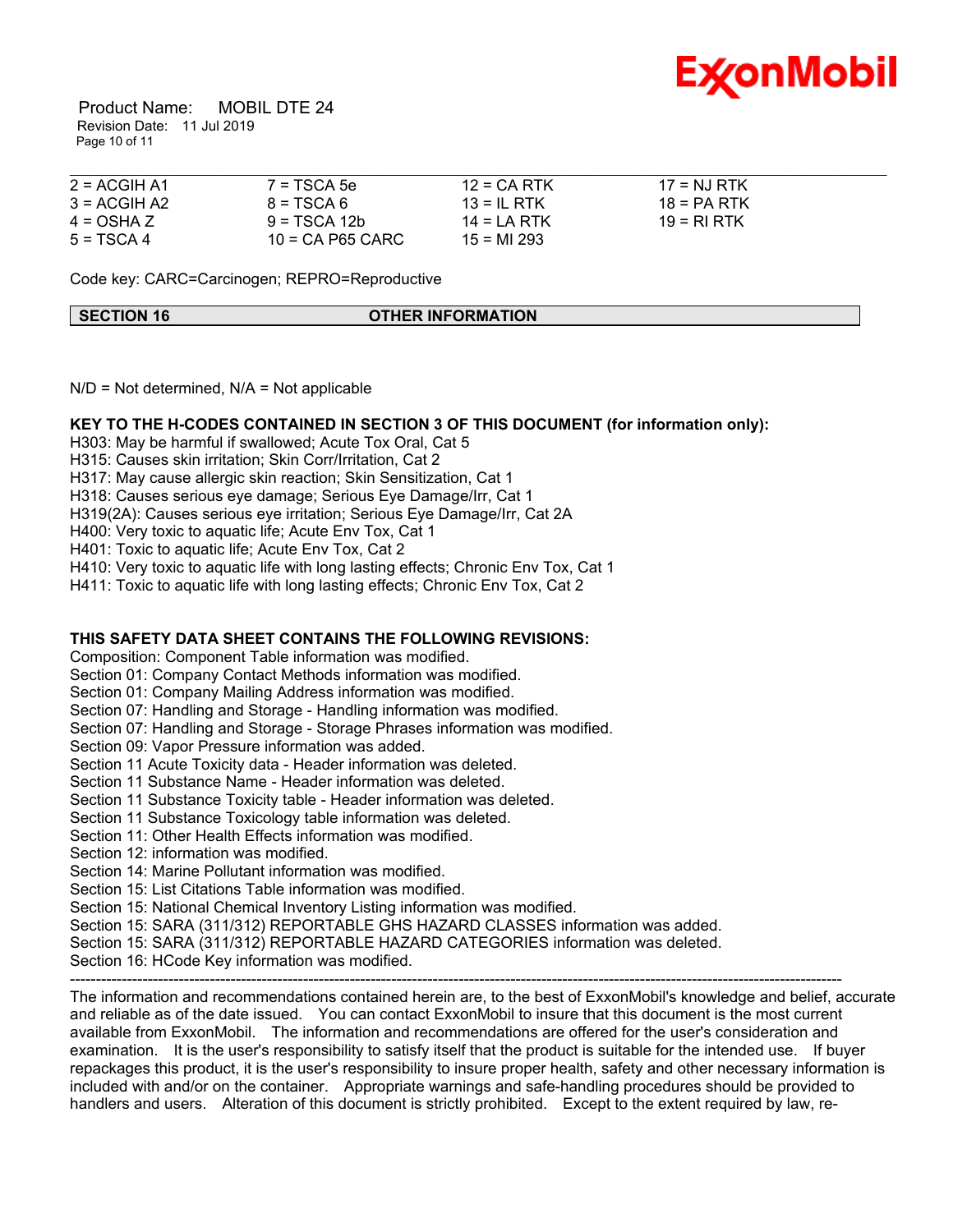| | | | |
|---|---|---|---|
| 2 = ACGIH A1 | 7 = TSCA 5e | 12 = CA RTK | 17 = NJ RTK |
| 3 = ACGIH A2 | 8 = TSCA 6 | 13 = IL RTK | 18 = PA RTK |
| 4 = OSHA Z | 9 = TSCA 12b | 14 = LA RTK | 19 = RI RTK |
| 5 = TSCA 4 | 10 = CA P65 CARC | 15 = MI 293 | |

Code key: CARC=Carcinogen; REPRO=Reproductive

## SECTION 16 OTHER INFORMATION

N/D = Not determined, N/A = Not applicable

**KEY TO THE H-CODES CONTAINED IN SECTION 3 OF THIS DOCUMENT (for information only):**

H303: May be harmful if swallowed; Acute Tox Oral, Cat 5
H315: Causes skin irritation; Skin Corr/Irritation, Cat 2
H317: May cause allergic skin reaction; Skin Sensitization, Cat 1
H318: Causes serious eye damage; Serious Eye Damage/Irr, Cat 1
H319(2A): Causes serious eye irritation; Serious Eye Damage/Irr, Cat 2A
H400: Very toxic to aquatic life; Acute Env Tox, Cat 1
H401: Toxic to aquatic life; Acute Env Tox, Cat 2
H410: Very toxic to aquatic life with long lasting effects; Chronic Env Tox, Cat 1
H411: Toxic to aquatic life with long lasting effects; Chronic Env Tox, Cat 2

**THIS SAFETY DATA SHEET CONTAINS THE FOLLOWING REVISIONS:**

Composition: Component Table information was modified.
Section 01: Company Contact Methods information was modified.
Section 01: Company Mailing Address information was modified.
Section 07: Handling and Storage - Handling information was modified.
Section 07: Handling and Storage - Storage Phrases information was modified.
Section 09: Vapor Pressure information was added.
Section 11 Acute Toxicity data - Header information was deleted.
Section 11 Substance Name - Header information was deleted.
Section 11 Substance Toxicity table - Header information was deleted.
Section 11 Substance Toxicology table information was deleted.
Section 11: Other Health Effects information was modified.
Section 12: information was modified.
Section 14: Marine Pollutant information was modified.
Section 15: List Citations Table information was modified.
Section 15: National Chemical Inventory Listing information was modified.
Section 15: SARA (311/312) REPORTABLE GHS HAZARD CLASSES information was added.
Section 15: SARA (311/312) REPORTABLE HAZARD CATEGORIES information was deleted.
Section 16: HCode Key information was modified.

---

The information and recommendations contained herein are, to the best of ExxonMobil's knowledge and belief, accurate and reliable as of the date issued. You can contact ExxonMobil to insure that this document is the most current available from ExxonMobil. The information and recommendations are offered for the user's consideration and examination. It is the user's responsibility to satisfy itself that the product is suitable for the intended use. If buyer repackages this product, it is the user's responsibility to insure proper health, safety and other necessary information is included with and/or on the container. Appropriate warnings and safe-handling procedures should be provided to handlers and users. Alteration of this document is strictly prohibited. Except to the extent required by law, re-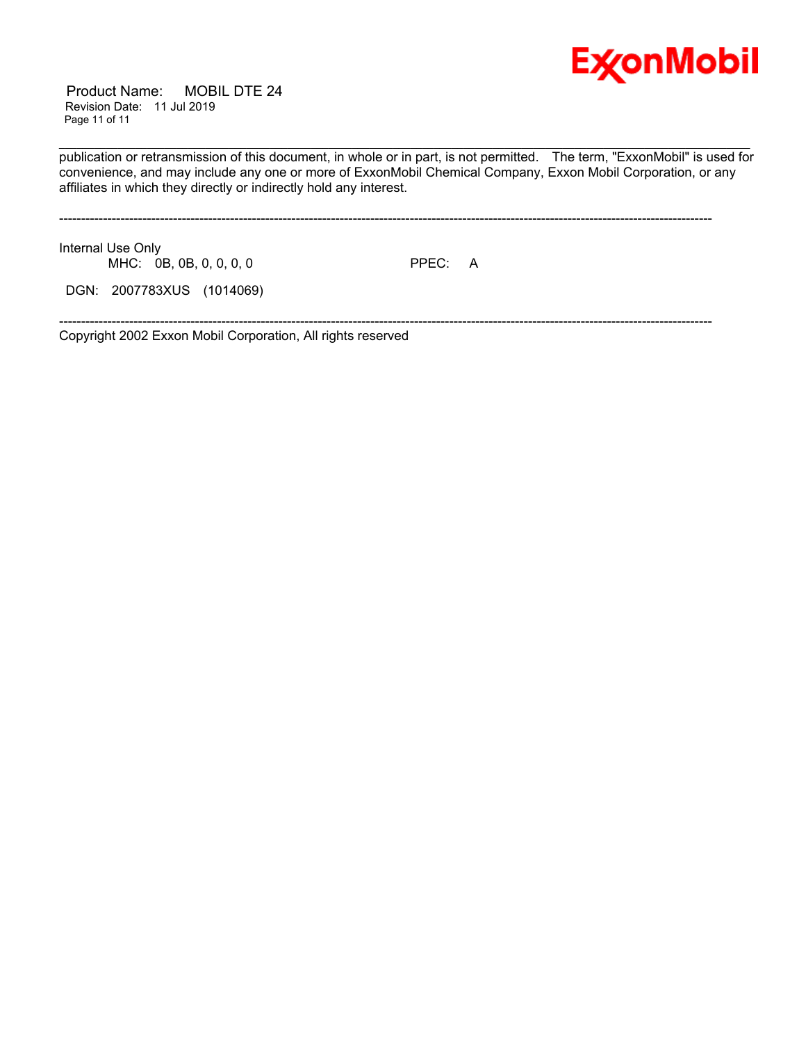publication or retransmission of this document, in whole or in part, is not permitted. The term, "ExxonMobil" is used for convenience, and may include any one or more of ExxonMobil Chemical Company, Exxon Mobil Corporation, or any affiliates in which they directly or indirectly hold any interest.

---

Internal Use Only
MHC: 0B, 0B, 0, 0, 0, 0 PPEC: A

DGN: 2007783XUS (1014069)

---

Copyright 2002 Exxon Mobil Corporation, All rights reserved